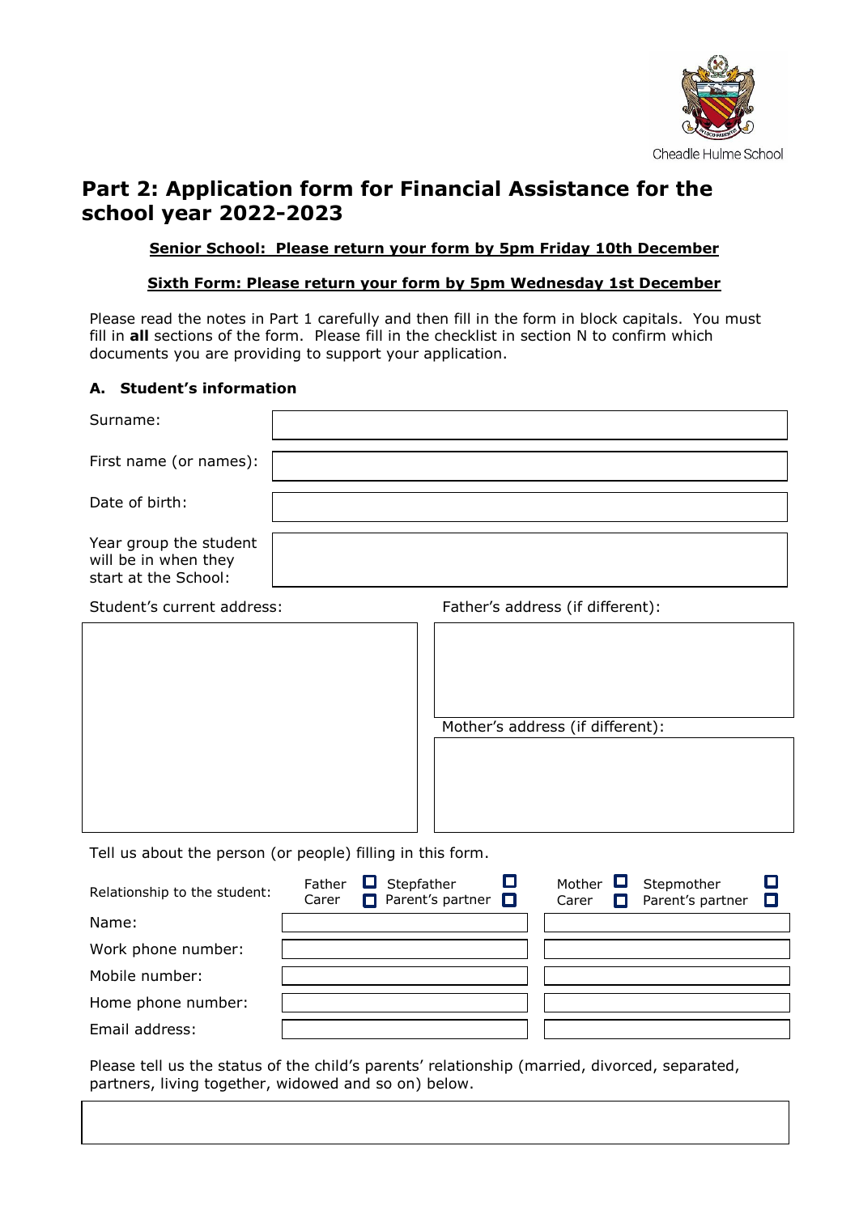Cheadle Hulme School

# Part 2: Application form for Financial Assistance for the school year 2022-2023

**Senior School: Please return your form by 5pm Friday 10th December**

**Sixth Form: Please return your form by 5pm Wednesday 1st December**

Please read the notes in Part 1 carefully and then fill in the form in block capitals. You must fill in **all** sections of the form. Please fill in the checklist in section N to confirm which documents you are providing to support your application.

### A. Student's information

| | |
|---|---|
| Surname: | |
| First name (or names): | |
| Date of birth: | |
| Year group the student will be in when they start at the School: | |

| Student's current address: | Father's address (if different): |
|---|---|
| | |
| | Mother's address (if different): |
| | |

Tell us about the person (or people) filling in this form.

| Relationship to the student: | Father ☐ Stepfather ☐ Carer ☐ Parent's partner ☐ | Mother ☐ Stepmother ☐ Carer ☐ Parent's partner ☐ |
|---|---|---|
| Name: | | |
| Work phone number: | | |
| Mobile number: | | |
| Home phone number: | | |
| Email address: | | |

Please tell us the status of the child's parents' relationship (married, divorced, separated, partners, living together, widowed and so on) below.

| |
|---|
| |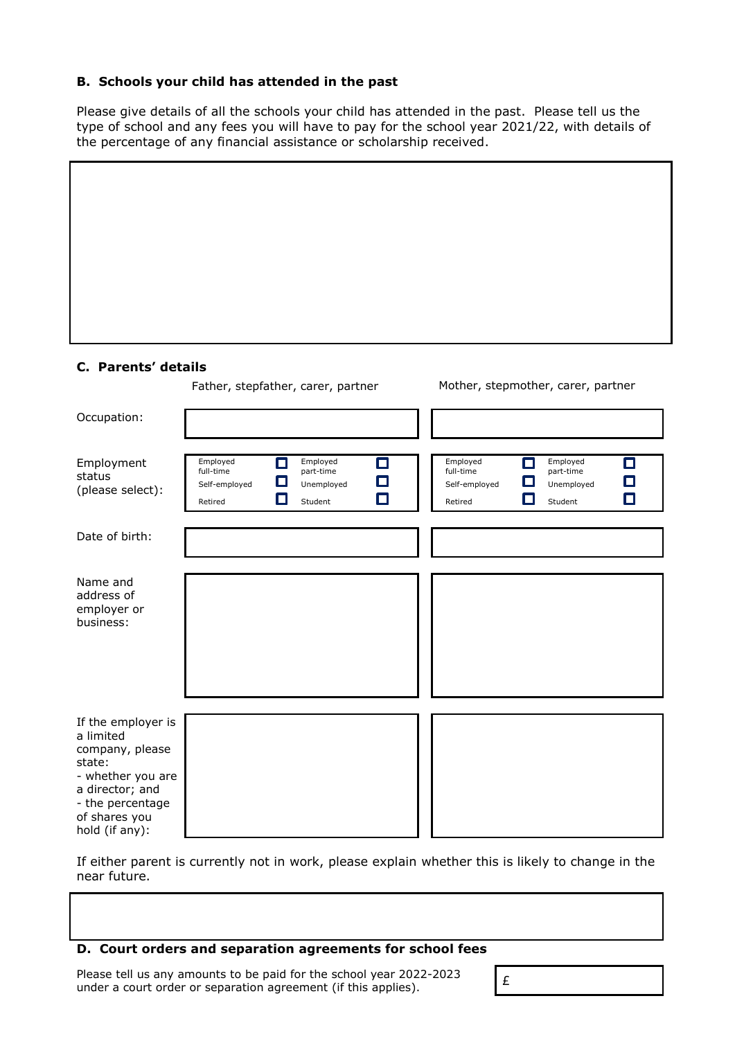## B. Schools your child has attended in the past

Please give details of all the schools your child has attended in the past. Please tell us the type of school and any fees you will have to pay for the school year 2021/22, with details of the percentage of any financial assistance or scholarship received.

| |
|---|
| |

## C. Parents' details

| | Father, stepfather, carer, partner | Mother, stepmother, carer, partner |
|---|---|---|
| Occupation: | | |
| Employment status (please select): | Employed full-time ☐ Employed part-time ☐ Self-employed ☐ Unemployed ☐ Retired ☐ Student ☐ | Employed full-time ☐ Employed part-time ☐ Self-employed ☐ Unemployed ☐ Retired ☐ Student ☐ |
| Date of birth: | | |
| Name and address of employer or business: | | |
| If the employer is a limited company, please state: - whether you are a director; and - the percentage of shares you hold (if any): | | |

If either parent is currently not in work, please explain whether this is likely to change in the near future.

| |
|---|
| |

## D. Court orders and separation agreements for school fees

Please tell us any amounts to be paid for the school year 2022-2023 under a court order or separation agreement (if this applies).

£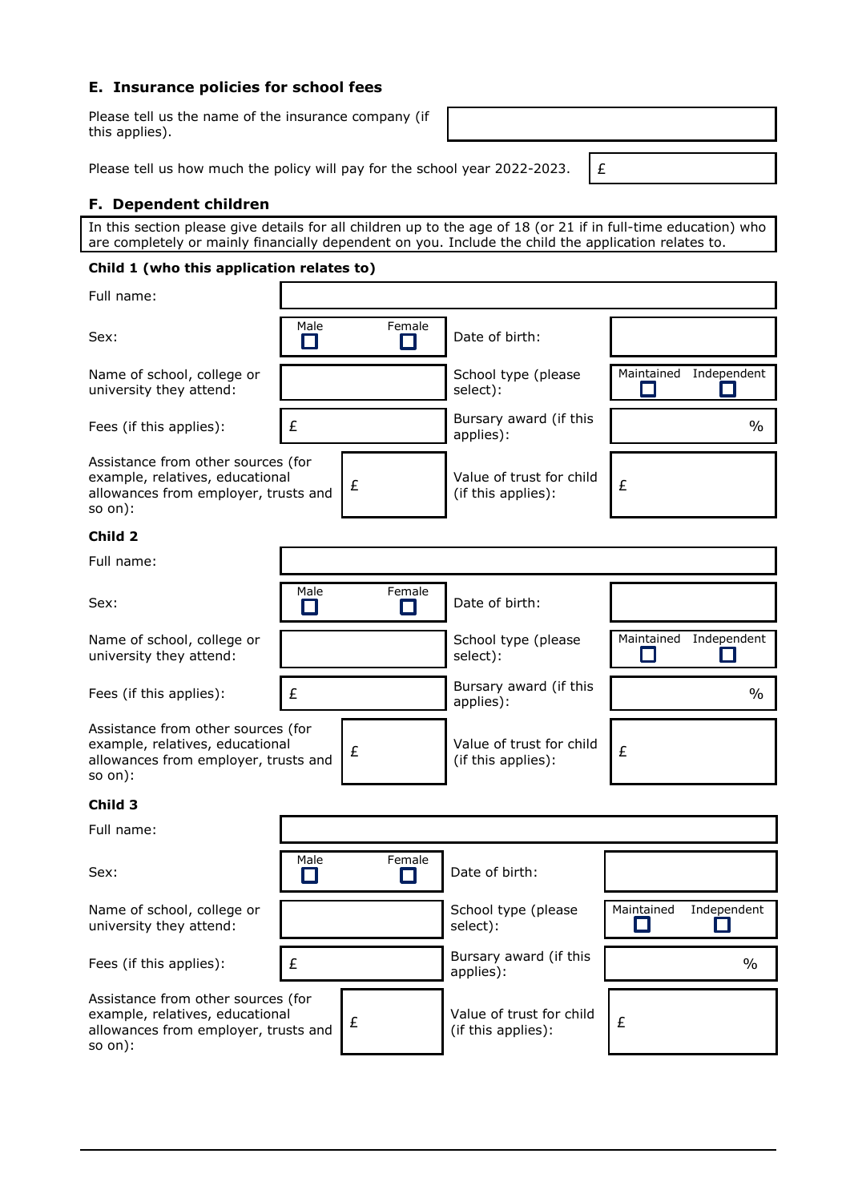## E. Insurance policies for school fees

| | |
|---|---|
| Please tell us the name of the insurance company (if this applies). | |
| Please tell us how much the policy will pay for the school year 2022-2023. | £ |

## F. Dependent children

In this section please give details for all children up to the age of 18 (or 21 if in full-time education) who are completely or mainly financially dependent on you. Include the child the application relates to.

**Child 1 (who this application relates to)**

| | | | |
|---|---|---|---|
| Full name: | | | |
| Sex: | Male ☐ Female ☐ | Date of birth: | |
| Name of school, college or university they attend: | | School type (please select): | Maintained ☐ Independent ☐ |
| Fees (if this applies): | £ | Bursary award (if this applies): | % |
| Assistance from other sources (for example, relatives, educational allowances from employer, trusts and so on): | £ | Value of trust for child (if this applies): | £ |

**Child 2**

| | | | |
|---|---|---|---|
| Full name: | | | |
| Sex: | Male ☐ Female ☐ | Date of birth: | |
| Name of school, college or university they attend: | | School type (please select): | Maintained ☐ Independent ☐ |
| Fees (if this applies): | £ | Bursary award (if this applies): | % |
| Assistance from other sources (for example, relatives, educational allowances from employer, trusts and so on): | £ | Value of trust for child (if this applies): | £ |

**Child 3**

| | | | |
|---|---|---|---|
| Full name: | | | |
| Sex: | Male ☐ Female ☐ | Date of birth: | |
| Name of school, college or university they attend: | | School type (please select): | Maintained ☐ Independent ☐ |
| Fees (if this applies): | £ | Bursary award (if this applies): | % |
| Assistance from other sources (for example, relatives, educational allowances from employer, trusts and so on): | £ | Value of trust for child (if this applies): | £ |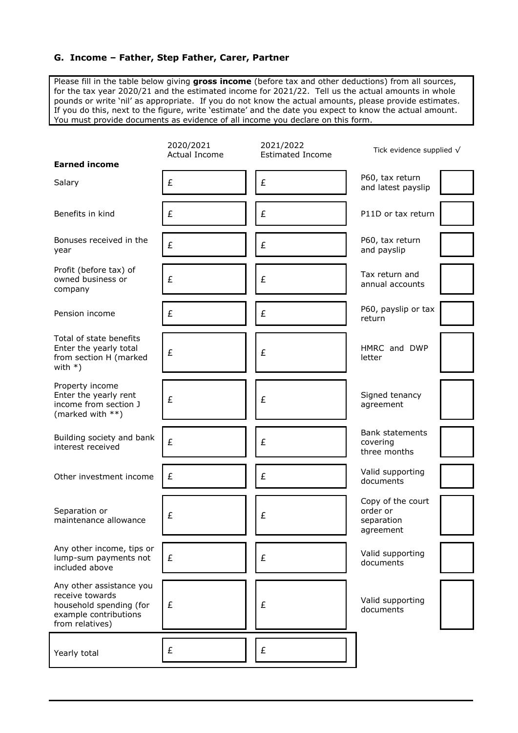### G. Income – Father, Step Father, Carer, Partner

Please fill in the table below giving **gross income** (before tax and other deductions) from all sources, for the tax year 2020/21 and the estimated income for 2021/22. Tell us the actual amounts in whole pounds or write 'nil' as appropriate. If you do not know the actual amounts, please provide estimates. If you do this, next to the figure, write 'estimate' and the date you expect to know the actual amount. You must provide documents as evidence of all income you declare on this form.

| **Earned income** | 2020/2021 Actual Income | 2021/2022 Estimated Income | Tick evidence supplied √ | |
|---|---|---|---|---|
| Salary | £ | £ | P60, tax return and latest payslip | |
| Benefits in kind | £ | £ | P11D or tax return | |
| Bonuses received in the year | £ | £ | P60, tax return and payslip | |
| Profit (before tax) of owned business or company | £ | £ | Tax return and annual accounts | |
| Pension income | £ | £ | P60, payslip or tax return | |
| Total of state benefits Enter the yearly total from section H (marked with *) | £ | £ | HMRC and DWP letter | |
| Property income Enter the yearly rent income from section J (marked with **) | £ | £ | Signed tenancy agreement | |
| Building society and bank interest received | £ | £ | Bank statements covering three months | |
| Other investment income | £ | £ | Valid supporting documents | |
| Separation or maintenance allowance | £ | £ | Copy of the court order or separation agreement | |
| Any other income, tips or lump-sum payments not included above | £ | £ | Valid supporting documents | |
| Any other assistance you receive towards household spending (for example contributions from relatives) | £ | £ | Valid supporting documents | |
| Yearly total | £ | £ | | |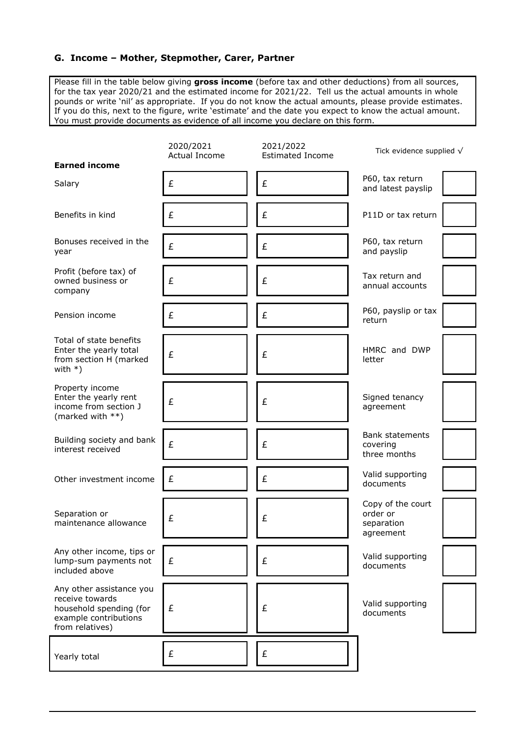## G. Income – Mother, Stepmother, Carer, Partner

Please fill in the table below giving **gross income** (before tax and other deductions) from all sources, for the tax year 2020/21 and the estimated income for 2021/22. Tell us the actual amounts in whole pounds or write 'nil' as appropriate. If you do not know the actual amounts, please provide estimates. If you do this, next to the figure, write 'estimate' and the date you expect to know the actual amount. You must provide documents as evidence of all income you declare on this form.

| **Earned income** | 2020/2021 Actual Income | 2021/2022 Estimated Income | Tick evidence supplied √ | |
|---|---|---|---|---|
| Salary | £ | £ | P60, tax return and latest payslip | |
| Benefits in kind | £ | £ | P11D or tax return | |
| Bonuses received in the year | £ | £ | P60, tax return and payslip | |
| Profit (before tax) of owned business or company | £ | £ | Tax return and annual accounts | |
| Pension income | £ | £ | P60, payslip or tax return | |
| Total of state benefits Enter the yearly total from section H (marked with *) | £ | £ | HMRC and DWP letter | |
| Property income Enter the yearly rent income from section J (marked with **) | £ | £ | Signed tenancy agreement | |
| Building society and bank interest received | £ | £ | Bank statements covering three months | |
| Other investment income | £ | £ | Valid supporting documents | |
| Separation or maintenance allowance | £ | £ | Copy of the court order or separation agreement | |
| Any other income, tips or lump-sum payments not included above | £ | £ | Valid supporting documents | |
| Any other assistance you receive towards household spending (for example contributions from relatives) | £ | £ | Valid supporting documents | |
| Yearly total | £ | £ | | |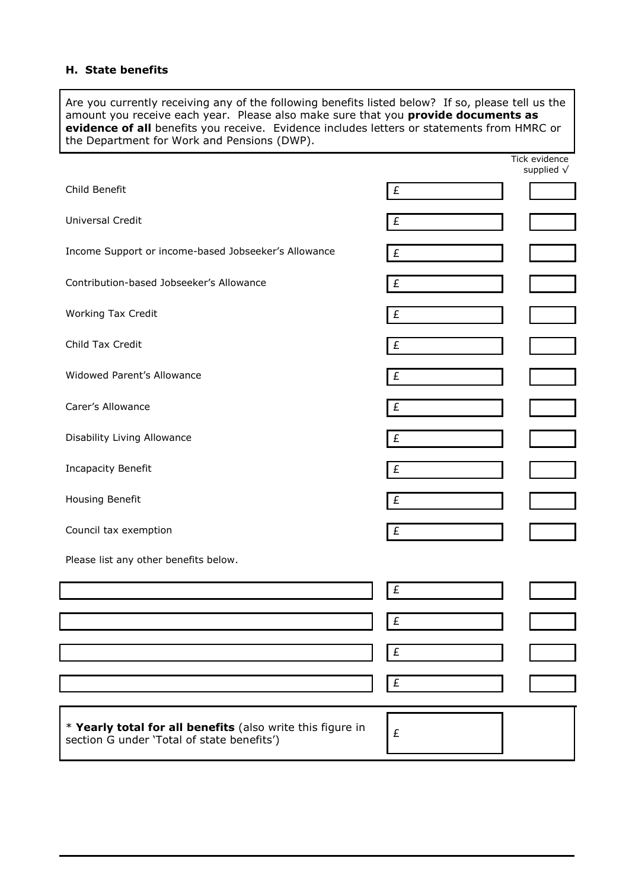### H. State benefits

Are you currently receiving any of the following benefits listed below? If so, please tell us the amount you receive each year. Please also make sure that you **provide documents as evidence of all** benefits you receive. Evidence includes letters or statements from HMRC or the Department for Work and Pensions (DWP).

| Benefit | Amount | Tick evidence supplied √ |
|---|---|---|
| Child Benefit | £ | |
| Universal Credit | £ | |
| Income Support or income-based Jobseeker's Allowance | £ | |
| Contribution-based Jobseeker's Allowance | £ | |
| Working Tax Credit | £ | |
| Child Tax Credit | £ | |
| Widowed Parent's Allowance | £ | |
| Carer's Allowance | £ | |
| Disability Living Allowance | £ | |
| Incapacity Benefit | £ | |
| Housing Benefit | £ | |
| Council tax exemption | £ | |

Please list any other benefits below.

| Benefit | Amount | Tick evidence supplied √ |
|---|---|---|
| | £ | |
| | £ | |
| | £ | |
| | £ | |

| | |
|---|---|
| * **Yearly total for all benefits** (also write this figure in section G under 'Total of state benefits') | £ |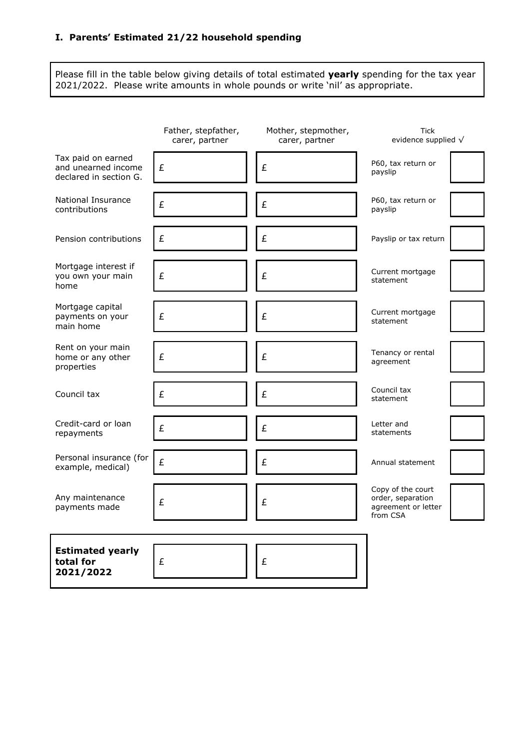### I. Parents' Estimated 21/22 household spending

Please fill in the table below giving details of total estimated **yearly** spending for the tax year 2021/2022. Please write amounts in whole pounds or write 'nil' as appropriate.

| | Father, stepfather, carer, partner | Mother, stepmother, carer, partner | Tick evidence supplied √ | |
|---|---|---|---|---|
| Tax paid on earned and unearned income declared in section G. | £ | £ | P60, tax return or payslip | |
| National Insurance contributions | £ | £ | P60, tax return or payslip | |
| Pension contributions | £ | £ | Payslip or tax return | |
| Mortgage interest if you own your main home | £ | £ | Current mortgage statement | |
| Mortgage capital payments on your main home | £ | £ | Current mortgage statement | |
| Rent on your main home or any other properties | £ | £ | Tenancy or rental agreement | |
| Council tax | £ | £ | Council tax statement | |
| Credit-card or loan repayments | £ | £ | Letter and statements | |
| Personal insurance (for example, medical) | £ | £ | Annual statement | |
| Any maintenance payments made | £ | £ | Copy of the court order, separation agreement or letter from CSA | |
| **Estimated yearly total for 2021/2022** | £ | £ | | |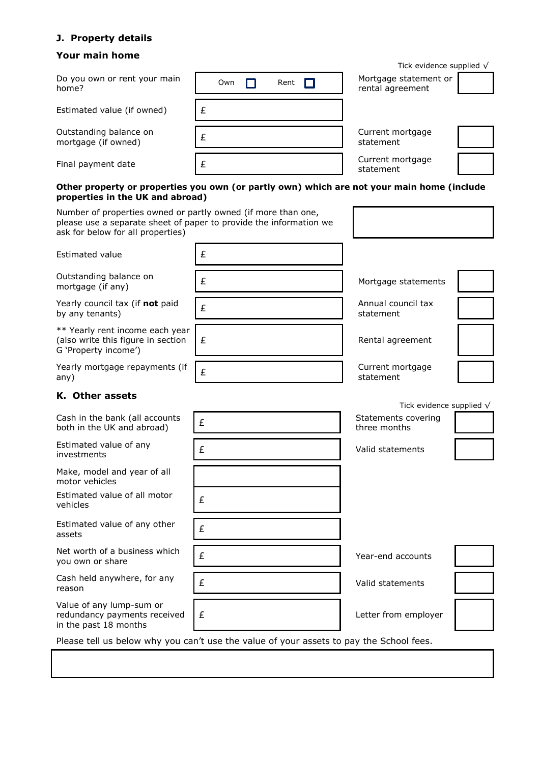## J. Property details

### Your main home

| | | Tick evidence supplied √ | |
|---|---|---|---|
| Do you own or rent your main home? | Own ☐ Rent ☐ | Mortgage statement or rental agreement | |
| Estimated value (if owned) | £ | | |
| Outstanding balance on mortgage (if owned) | £ | Current mortgage statement | |
| Final payment date | £ | Current mortgage statement | |

**Other property or properties you own (or partly own) which are not your main home (include properties in the UK and abroad)**

| | | | |
|---|---|---|---|
| Number of properties owned or partly owned (if more than one, please use a separate sheet of paper to provide the information we ask for below for all properties) | | | |
| Estimated value | £ | | |
| Outstanding balance on mortgage (if any) | £ | Mortgage statements | |
| Yearly council tax (if **not** paid by any tenants) | £ | Annual council tax statement | |
| ** Yearly rent income each year (also write this figure in section G 'Property income') | £ | Rental agreement | |
| Yearly mortgage repayments (if any) | £ | Current mortgage statement | |

## K. Other assets

| | | Tick evidence supplied √ | |
|---|---|---|---|
| Cash in the bank (all accounts both in the UK and abroad) | £ | Statements covering three months | |
| Estimated value of any investments | £ | Valid statements | |
| Make, model and year of all motor vehicles | | | |
| Estimated value of all motor vehicles | £ | | |
| Estimated value of any other assets | £ | | |
| Net worth of a business which you own or share | £ | Year-end accounts | |
| Cash held anywhere, for any reason | £ | Valid statements | |
| Value of any lump-sum or redundancy payments received in the past 18 months | £ | Letter from employer | |

Please tell us below why you can't use the value of your assets to pay the School fees.

| |
|---|
| |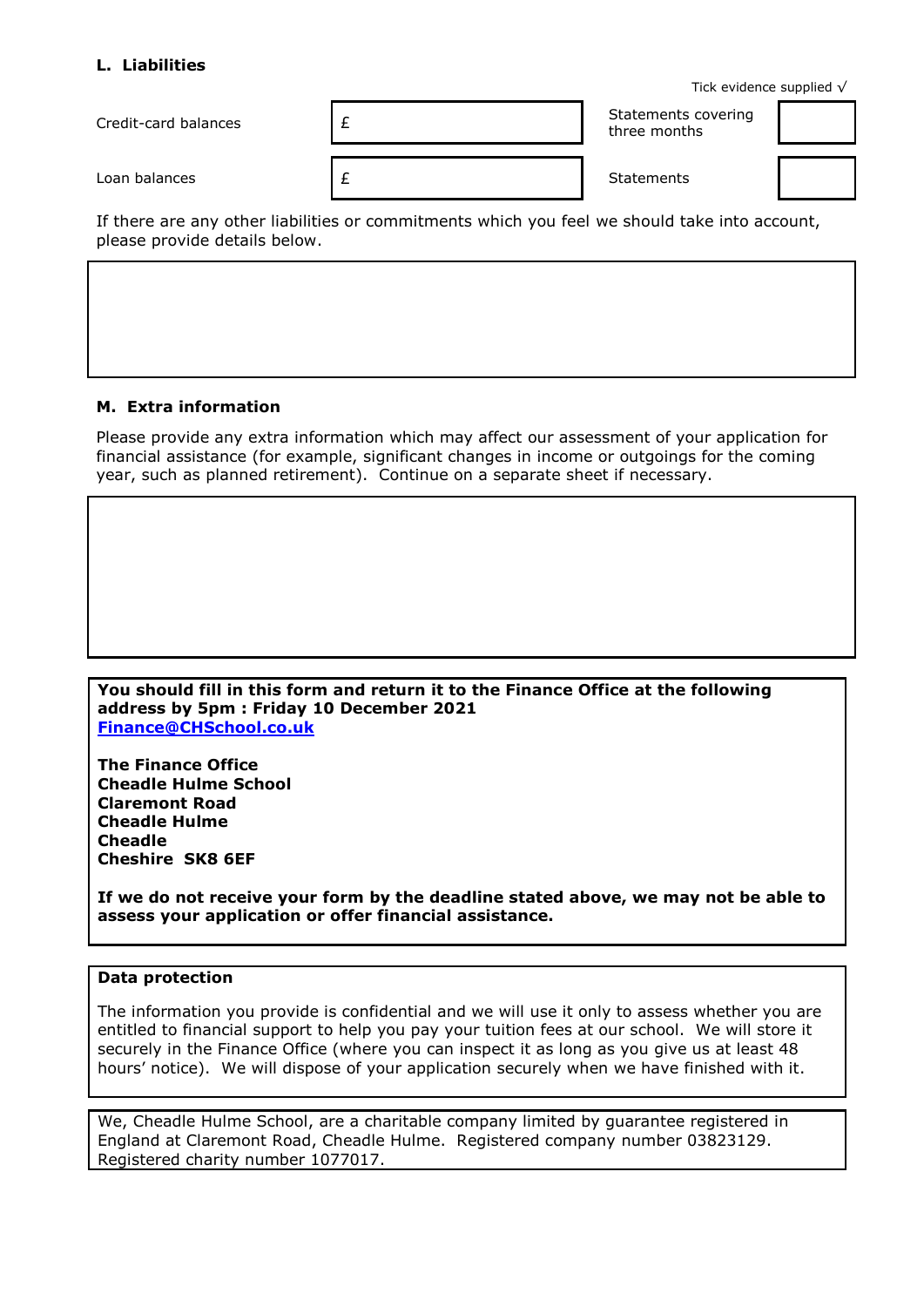### L. Liabilities

| | | Tick evidence supplied √ | |
|---|---|---|---|
| Credit-card balances | £ | Statements covering three months | |
| Loan balances | £ | Statements | |

If there are any other liabilities or commitments which you feel we should take into account, please provide details below.

### M. Extra information

Please provide any extra information which may affect our assessment of your application for financial assistance (for example, significant changes in income or outgoings for the coming year, such as planned retirement). Continue on a separate sheet if necessary.

**You should fill in this form and return it to the Finance Office at the following address by 5pm : Friday 10 December 2021**
**Finance@CHSchool.co.uk**

**The Finance Office**
**Cheadle Hulme School**
**Claremont Road**
**Cheadle Hulme**
**Cheadle**
**Cheshire SK8 6EF**

**If we do not receive your form by the deadline stated above, we may not be able to assess your application or offer financial assistance.**

**Data protection**

The information you provide is confidential and we will use it only to assess whether you are entitled to financial support to help you pay your tuition fees at our school. We will store it securely in the Finance Office (where you can inspect it as long as you give us at least 48 hours' notice). We will dispose of your application securely when we have finished with it.

We, Cheadle Hulme School, are a charitable company limited by guarantee registered in England at Claremont Road, Cheadle Hulme. Registered company number 03823129. Registered charity number 1077017.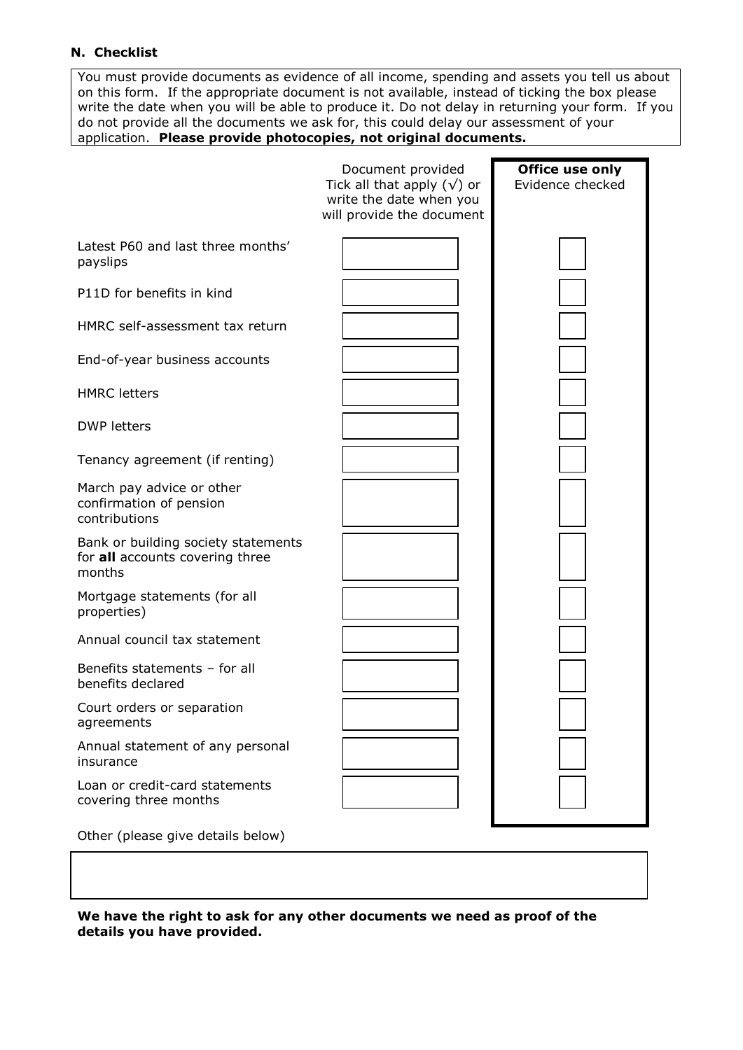### N. Checklist

You must provide documents as evidence of all income, spending and assets you tell us about on this form. If the appropriate document is not available, instead of ticking the box please write the date when you will be able to produce it. Do not delay in returning your form. If you do not provide all the documents we ask for, this could delay our assessment of your application. **Please provide photocopies, not original documents.**

| | Document provided<br>Tick all that apply (√) or write the date when you will provide the document | **Office use only**<br>Evidence checked |
|---|---|---|
| Latest P60 and last three months' payslips | | |
| P11D for benefits in kind | | |
| HMRC self-assessment tax return | | |
| End-of-year business accounts | | |
| HMRC letters | | |
| DWP letters | | |
| Tenancy agreement (if renting) | | |
| March pay advice or other confirmation of pension contributions | | |
| Bank or building society statements for **all** accounts covering three months | | |
| Mortgage statements (for all properties) | | |
| Annual council tax statement | | |
| Benefits statements – for all benefits declared | | |
| Court orders or separation agreements | | |
| Annual statement of any personal insurance | | |
| Loan or credit-card statements covering three months | | |

Other (please give details below)

**We have the right to ask for any other documents we need as proof of the details you have provided.**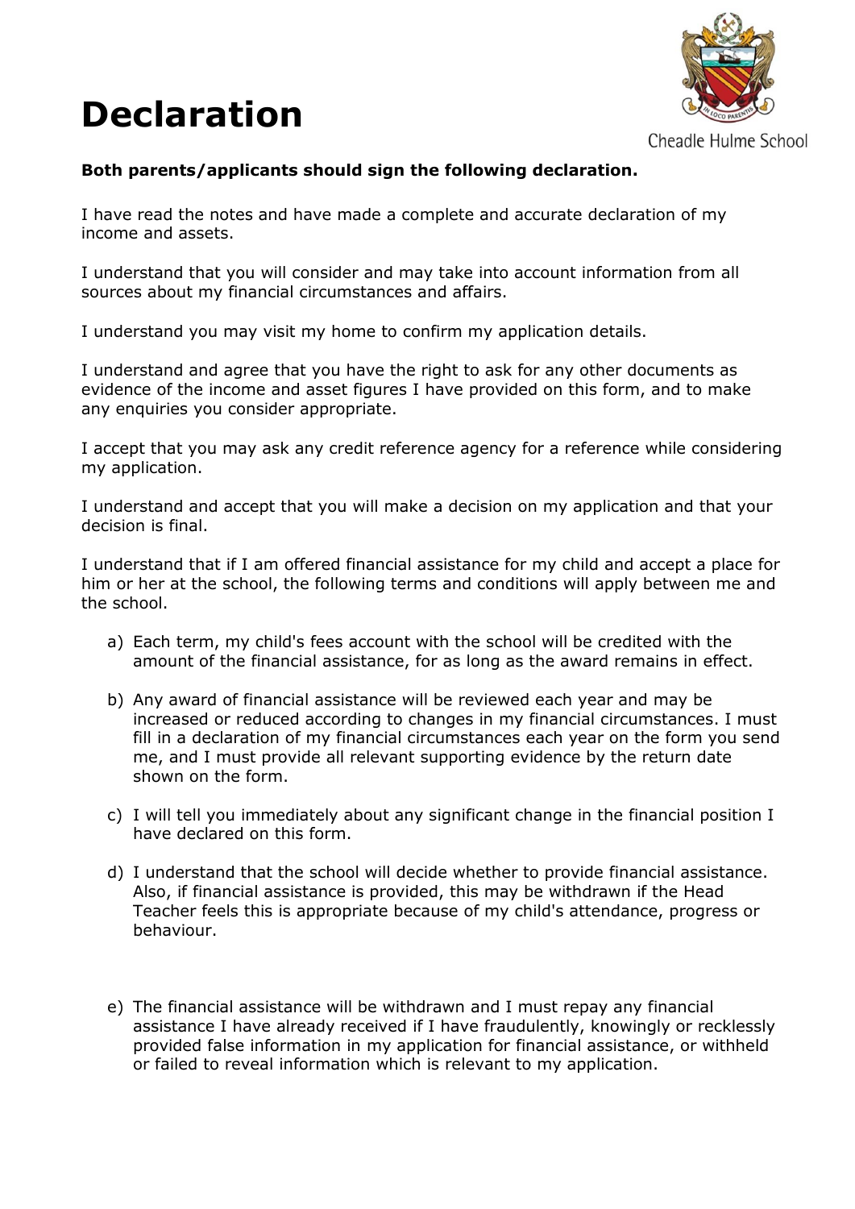# Declaration

**Both parents/applicants should sign the following declaration.**

I have read the notes and have made a complete and accurate declaration of my income and assets.

I understand that you will consider and may take into account information from all sources about my financial circumstances and affairs.

I understand you may visit my home to confirm my application details.

I understand and agree that you have the right to ask for any other documents as evidence of the income and asset figures I have provided on this form, and to make any enquiries you consider appropriate.

I accept that you may ask any credit reference agency for a reference while considering my application.

I understand and accept that you will make a decision on my application and that your decision is final.

I understand that if I am offered financial assistance for my child and accept a place for him or her at the school, the following terms and conditions will apply between me and the school.

a) Each term, my child's fees account with the school will be credited with the amount of the financial assistance, for as long as the award remains in effect.

b) Any award of financial assistance will be reviewed each year and may be increased or reduced according to changes in my financial circumstances. I must fill in a declaration of my financial circumstances each year on the form you send me, and I must provide all relevant supporting evidence by the return date shown on the form.

c) I will tell you immediately about any significant change in the financial position I have declared on this form.

d) I understand that the school will decide whether to provide financial assistance. Also, if financial assistance is provided, this may be withdrawn if the Head Teacher feels this is appropriate because of my child's attendance, progress or behaviour.

e) The financial assistance will be withdrawn and I must repay any financial assistance I have already received if I have fraudulently, knowingly or recklessly provided false information in my application for financial assistance, or withheld or failed to reveal information which is relevant to my application.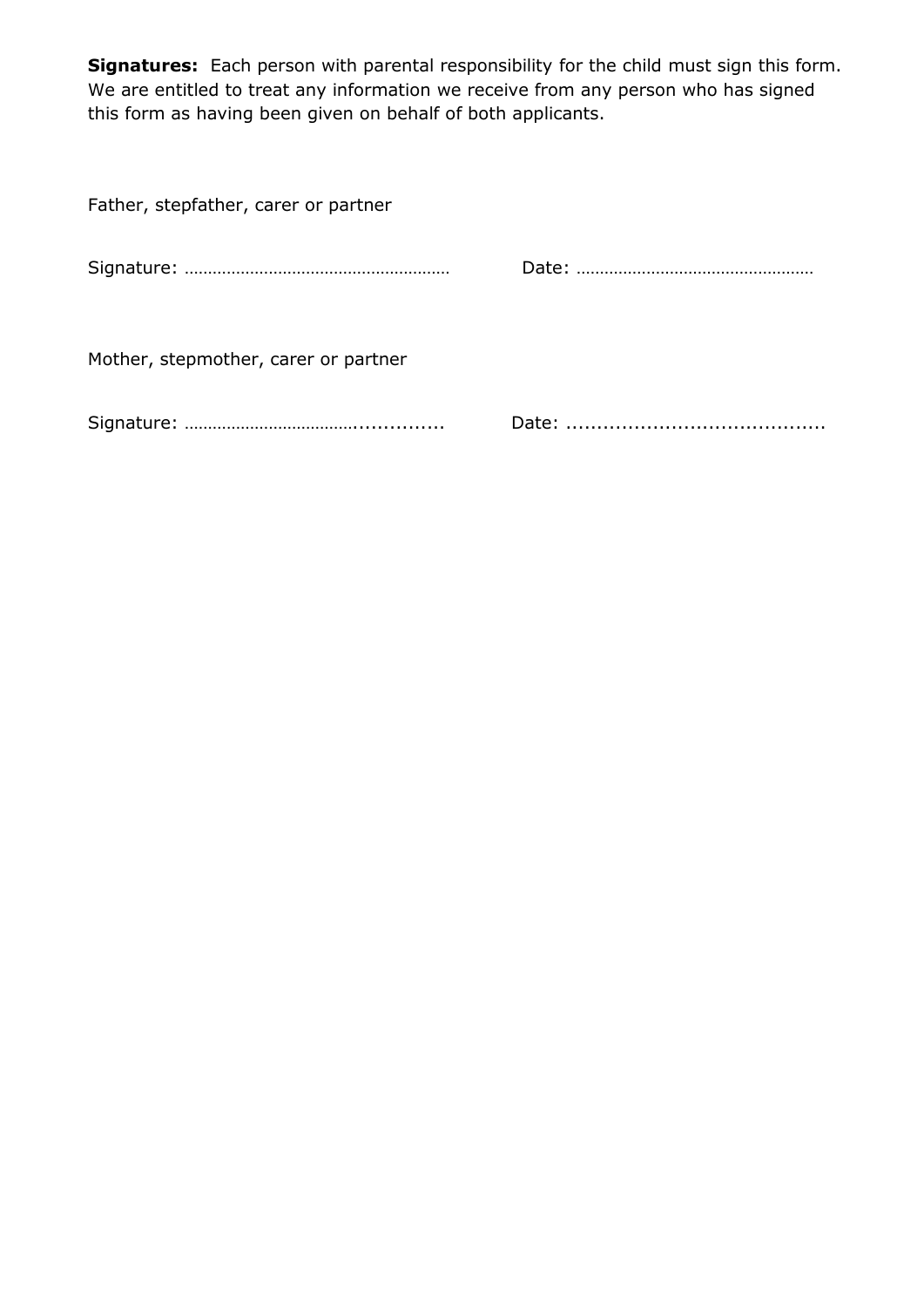**Signatures:** Each person with parental responsibility for the child must sign this form. We are entitled to treat any information we receive from any person who has signed this form as having been given on behalf of both applicants.

Father, stepfather, carer or partner

Signature: ………………………………………………… Date: ……………………………………………

Mother, stepmother, carer or partner

Signature: ……………………………….............. Date: .........................................